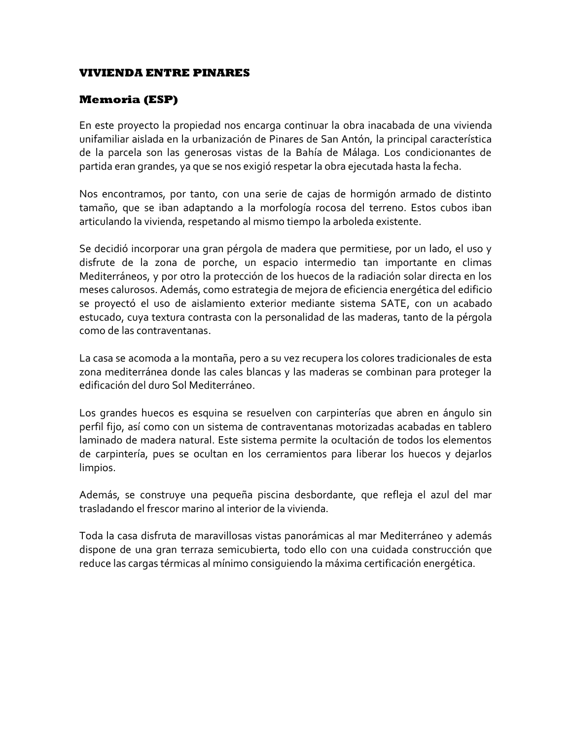# VIVIENDA ENTRE PINARES

## Memoria (ESP)

En este proyecto la propiedad nos encarga continuar la obra inacabada de una vivienda unifamiliar aislada en la urbanización de Pinares de San Antón, la principal característica de la parcela son las generosas vistas de la Bahía de Málaga. Los condicionantes de partida eran grandes, ya que se nos exigió respetar la obra ejecutada hasta la fecha.

Nos encontramos, por tanto, con una serie de cajas de hormigón armado de distinto tamaño, que se iban adaptando a la morfología rocosa del terreno. Estos cubos iban articulando la vivienda, respetando al mismo tiempo la arboleda existente.

Se decidió incorporar una gran pérgola de madera que permitiese, por un lado, el uso y disfrute de la zona de porche, un espacio intermedio tan importante en climas Mediterráneos, y por otro la protección de los huecos de la radiación solar directa en los meses calurosos. Además, como estrategia de mejora de eficiencia energética del edificio se proyectó el uso de aislamiento exterior mediante sistema SATE, con un acabado estucado, cuya textura contrasta con la personalidad de las maderas, tanto de la pérgola como de las contraventanas.

La casa se acomoda a la montaña, pero a su vez recupera los colores tradicionales de esta zona mediterránea donde las cales blancas y las maderas se combinan para proteger la edificación del duro Sol Mediterráneo.

Los grandes huecos es esquina se resuelven con carpinterías que abren en ángulo sin perfil fijo, así como con un sistema de contraventanas motorizadas acabadas en tablero laminado de madera natural. Este sistema permite la ocultación de todos los elementos de carpintería, pues se ocultan en los cerramientos para liberar los huecos y dejarlos limpios.

Además, se construye una pequeña piscina desbordante, que refleja el azul del mar trasladando el frescor marino al interior de la vivienda.

Toda la casa disfruta de maravillosas vistas panorámicas al mar Mediterráneo y además dispone de una gran terraza semicubierta, todo ello con una cuidada construcción que reduce las cargas térmicas al mínimo consiguiendo la máxima certificación energética.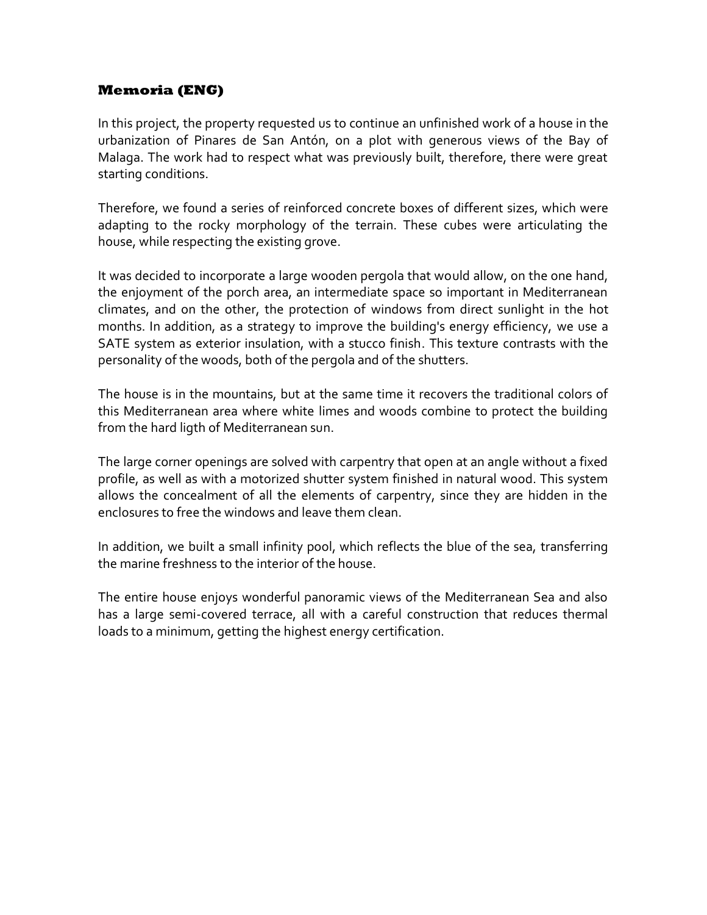**Memoria (ENG)**

In this project, the property requested us to continue an unfinished work of a house in the urbanization of Pinares de San Antón, on a plot with generous views of the Bay of Malaga. The work had to respect what was previously built, therefore, there were great starting conditions.

Therefore, we found a series of reinforced concrete boxes of different sizes, which were adapting to the rocky morphology of the terrain. These cubes were articulating the house, while respecting the existing grove.

It was decided to incorporate a large wooden pergola that would allow, on the one hand, the enjoyment of the porch area, an intermediate space so important in Mediterranean climates, and on the other, the protection of windows from direct sunlight in the hot months. In addition, as a strategy to improve the building's energy efficiency, we use a SATE system as exterior insulation, with a stucco finish. This texture contrasts with the personality of the woods, both of the pergola and of the shutters.

The house is in the mountains, but at the same time it recovers the traditional colors of this Mediterranean area where white limes and woods combine to protect the building from the hard ligth of Mediterranean sun.

The large corner openings are solved with carpentry that open at an angle without a fixed profile, as well as with a motorized shutter system finished in natural wood. This system allows the concealment of all the elements of carpentry, since they are hidden in the enclosures to free the windows and leave them clean.

In addition, we built a small infinity pool, which reflects the blue of the sea, transferring the marine freshness to the interior of the house.

The entire house enjoys wonderful panoramic views of the Mediterranean Sea and also has a large semi-covered terrace, all with a careful construction that reduces thermal loads to a minimum, getting the highest energy certification.